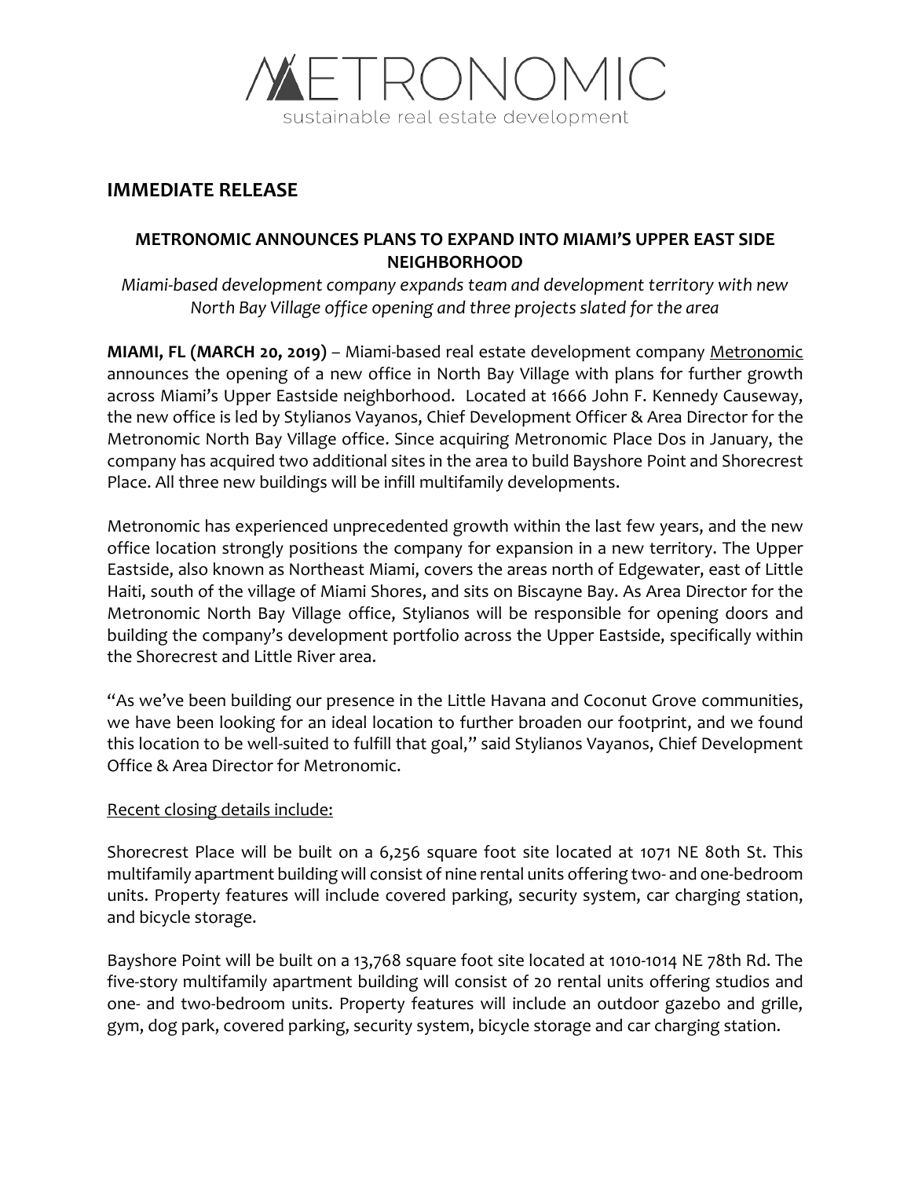# METRONOMIC

sustainable real estate development

## IMMEDIATE RELEASE

### METRONOMIC ANNOUNCES PLANS TO EXPAND INTO MIAMI'S UPPER EAST SIDE NEIGHBORHOOD

*Miami-based development company expands team and development territory with new North Bay Village office opening and three projects slated for the area*

**MIAMI, FL (MARCH 20, 2019)** – Miami-based real estate development company Metronomic announces the opening of a new office in North Bay Village with plans for further growth across Miami's Upper Eastside neighborhood. Located at 1666 John F. Kennedy Causeway, the new office is led by Stylianos Vayanos, Chief Development Officer & Area Director for the Metronomic North Bay Village office. Since acquiring Metronomic Place Dos in January, the company has acquired two additional sites in the area to build Bayshore Point and Shorecrest Place. All three new buildings will be infill multifamily developments.

Metronomic has experienced unprecedented growth within the last few years, and the new office location strongly positions the company for expansion in a new territory. The Upper Eastside, also known as Northeast Miami, covers the areas north of Edgewater, east of Little Haiti, south of the village of Miami Shores, and sits on Biscayne Bay. As Area Director for the Metronomic North Bay Village office, Stylianos will be responsible for opening doors and building the company's development portfolio across the Upper Eastside, specifically within the Shorecrest and Little River area.

"As we've been building our presence in the Little Havana and Coconut Grove communities, we have been looking for an ideal location to further broaden our footprint, and we found this location to be well-suited to fulfill that goal," said Stylianos Vayanos, Chief Development Office & Area Director for Metronomic.

Recent closing details include:

Shorecrest Place will be built on a 6,256 square foot site located at 1071 NE 80th St. This multifamily apartment building will consist of nine rental units offering two- and one-bedroom units. Property features will include covered parking, security system, car charging station, and bicycle storage.

Bayshore Point will be built on a 13,768 square foot site located at 1010-1014 NE 78th Rd. The five-story multifamily apartment building will consist of 20 rental units offering studios and one- and two-bedroom units. Property features will include an outdoor gazebo and grille, gym, dog park, covered parking, security system, bicycle storage and car charging station.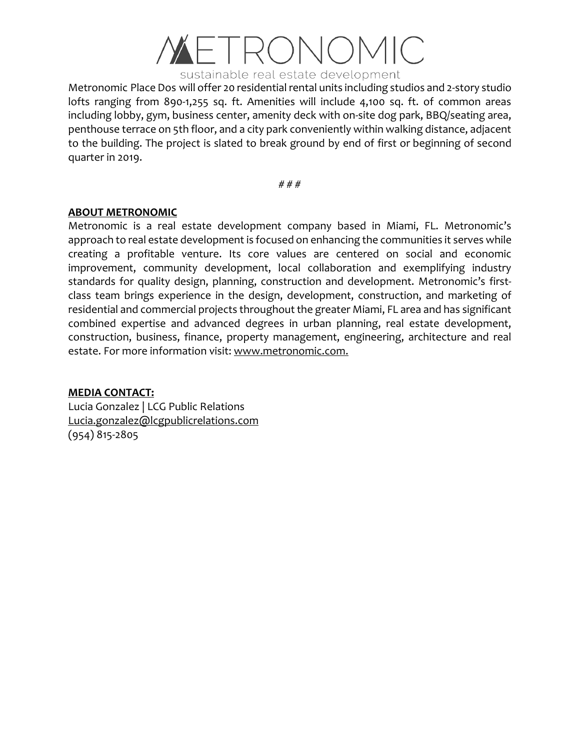Metronomic Place Dos will offer 20 residential rental units including studios and 2-story studio lofts ranging from 890-1,255 sq. ft. Amenities will include 4,100 sq. ft. of common areas including lobby, gym, business center, amenity deck with on-site dog park, BBQ/seating area, penthouse terrace on 5th floor, and a city park conveniently within walking distance, adjacent to the building. The project is slated to break ground by end of first or beginning of second quarter in 2019.

# # #

**ABOUT METRONOMIC**

Metronomic is a real estate development company based in Miami, FL. Metronomic's approach to real estate development is focused on enhancing the communities it serves while creating a profitable venture. Its core values are centered on social and economic improvement, community development, local collaboration and exemplifying industry standards for quality design, planning, construction and development. Metronomic's first-class team brings experience in the design, development, construction, and marketing of residential and commercial projects throughout the greater Miami, FL area and has significant combined expertise and advanced degrees in urban planning, real estate development, construction, business, finance, property management, engineering, architecture and real estate. For more information visit: www.metronomic.com.

**MEDIA CONTACT:**

Lucia Gonzalez | LCG Public Relations
Lucia.gonzalez@lcgpublicrelations.com
(954) 815-2805